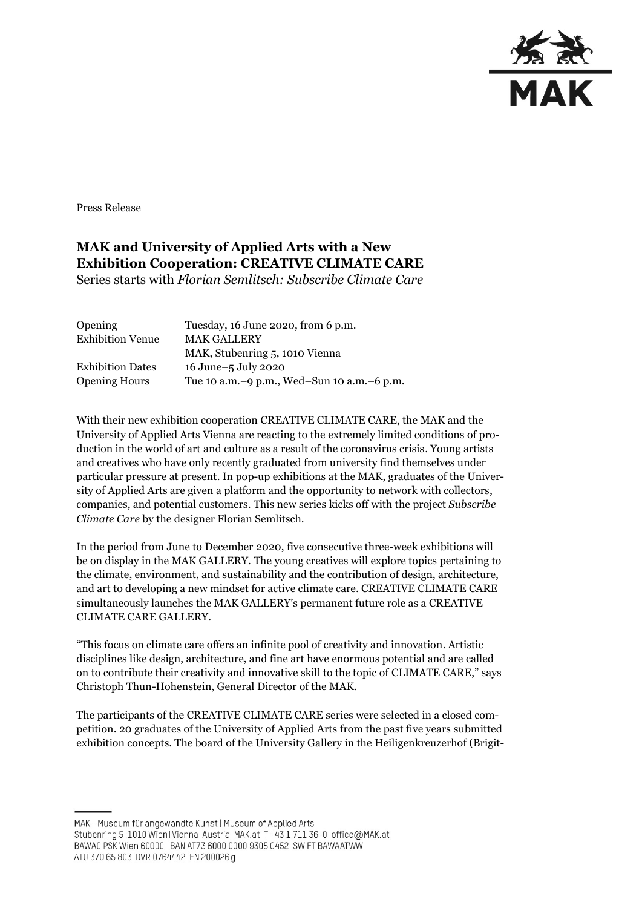Press Release

# MAK and University of Applied Arts with a New Exhibition Cooperation: CREATIVE CLIMATE CARE

Series starts with *Florian Semlitsch: Subscribe Climate Care*

| | |
|---|---|
| Opening | Tuesday, 16 June 2020, from 6 p.m. |
| Exhibition Venue | MAK GALLERY<br>MAK, Stubenring 5, 1010 Vienna |
| Exhibition Dates | 16 June–5 July 2020 |
| Opening Hours | Tue 10 a.m.–9 p.m., Wed–Sun 10 a.m.–6 p.m. |

With their new exhibition cooperation CREATIVE CLIMATE CARE, the MAK and the University of Applied Arts Vienna are reacting to the extremely limited conditions of production in the world of art and culture as a result of the coronavirus crisis. Young artists and creatives who have only recently graduated from university find themselves under particular pressure at present. In pop-up exhibitions at the MAK, graduates of the University of Applied Arts are given a platform and the opportunity to network with collectors, companies, and potential customers. This new series kicks off with the project *Subscribe Climate Care* by the designer Florian Semlitsch.

In the period from June to December 2020, five consecutive three-week exhibitions will be on display in the MAK GALLERY. The young creatives will explore topics pertaining to the climate, environment, and sustainability and the contribution of design, architecture, and art to developing a new mindset for active climate care. CREATIVE CLIMATE CARE simultaneously launches the MAK GALLERY's permanent future role as a CREATIVE CLIMATE CARE GALLERY.

"This focus on climate care offers an infinite pool of creativity and innovation. Artistic disciplines like design, architecture, and fine art have enormous potential and are called on to contribute their creativity and innovative skill to the topic of CLIMATE CARE," says Christoph Thun-Hohenstein, General Director of the MAK.

The participants of the CREATIVE CLIMATE CARE series were selected in a closed competition. 20 graduates of the University of Applied Arts from the past five years submitted exhibition concepts. The board of the University Gallery in the Heiligenkreuzerhof (Brigit-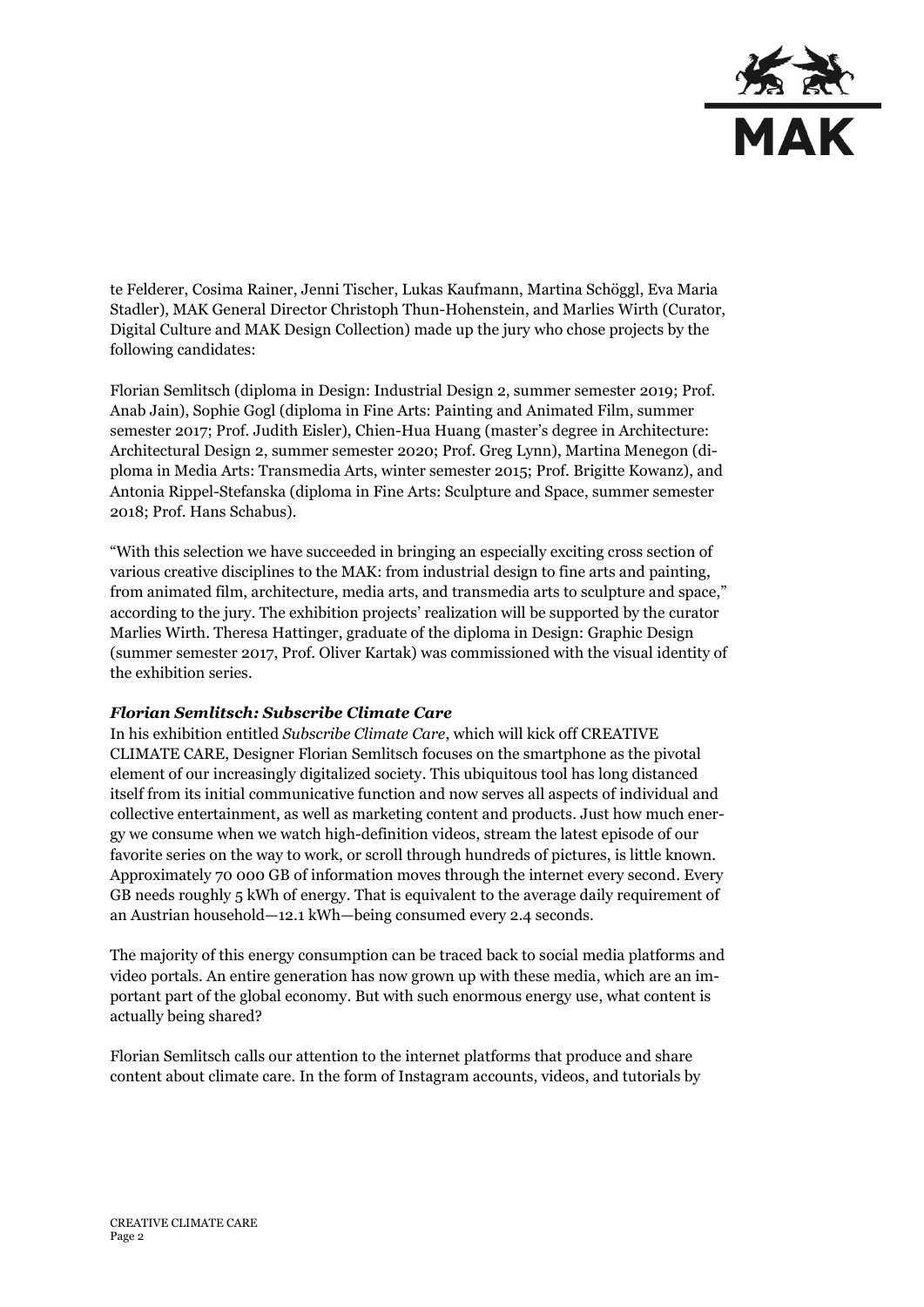te Felderer, Cosima Rainer, Jenni Tischer, Lukas Kaufmann, Martina Schöggl, Eva Maria Stadler), MAK General Director Christoph Thun-Hohenstein, and Marlies Wirth (Curator, Digital Culture and MAK Design Collection) made up the jury who chose projects by the following candidates:

Florian Semlitsch (diploma in Design: Industrial Design 2, summer semester 2019; Prof. Anab Jain), Sophie Gogl (diploma in Fine Arts: Painting and Animated Film, summer semester 2017; Prof. Judith Eisler), Chien-Hua Huang (master's degree in Architecture: Architectural Design 2, summer semester 2020; Prof. Greg Lynn), Martina Menegon (diploma in Media Arts: Transmedia Arts, winter semester 2015; Prof. Brigitte Kowanz), and Antonia Rippel-Stefanska (diploma in Fine Arts: Sculpture and Space, summer semester 2018; Prof. Hans Schabus).

"With this selection we have succeeded in bringing an especially exciting cross section of various creative disciplines to the MAK: from industrial design to fine arts and painting, from animated film, architecture, media arts, and transmedia arts to sculpture and space," according to the jury. The exhibition projects' realization will be supported by the curator Marlies Wirth. Theresa Hattinger, graduate of the diploma in Design: Graphic Design (summer semester 2017, Prof. Oliver Kartak) was commissioned with the visual identity of the exhibition series.

### *Florian Semlitsch: Subscribe Climate Care*

In his exhibition entitled *Subscribe Climate Care*, which will kick off CREATIVE CLIMATE CARE, Designer Florian Semlitsch focuses on the smartphone as the pivotal element of our increasingly digitalized society. This ubiquitous tool has long distanced itself from its initial communicative function and now serves all aspects of individual and collective entertainment, as well as marketing content and products. Just how much energy we consume when we watch high-definition videos, stream the latest episode of our favorite series on the way to work, or scroll through hundreds of pictures, is little known. Approximately 70 000 GB of information moves through the internet every second. Every GB needs roughly 5 kWh of energy. That is equivalent to the average daily requirement of an Austrian household—12.1 kWh—being consumed every 2.4 seconds.

The majority of this energy consumption can be traced back to social media platforms and video portals. An entire generation has now grown up with these media, which are an important part of the global economy. But with such enormous energy use, what content is actually being shared?

Florian Semlitsch calls our attention to the internet platforms that produce and share content about climate care. In the form of Instagram accounts, videos, and tutorials by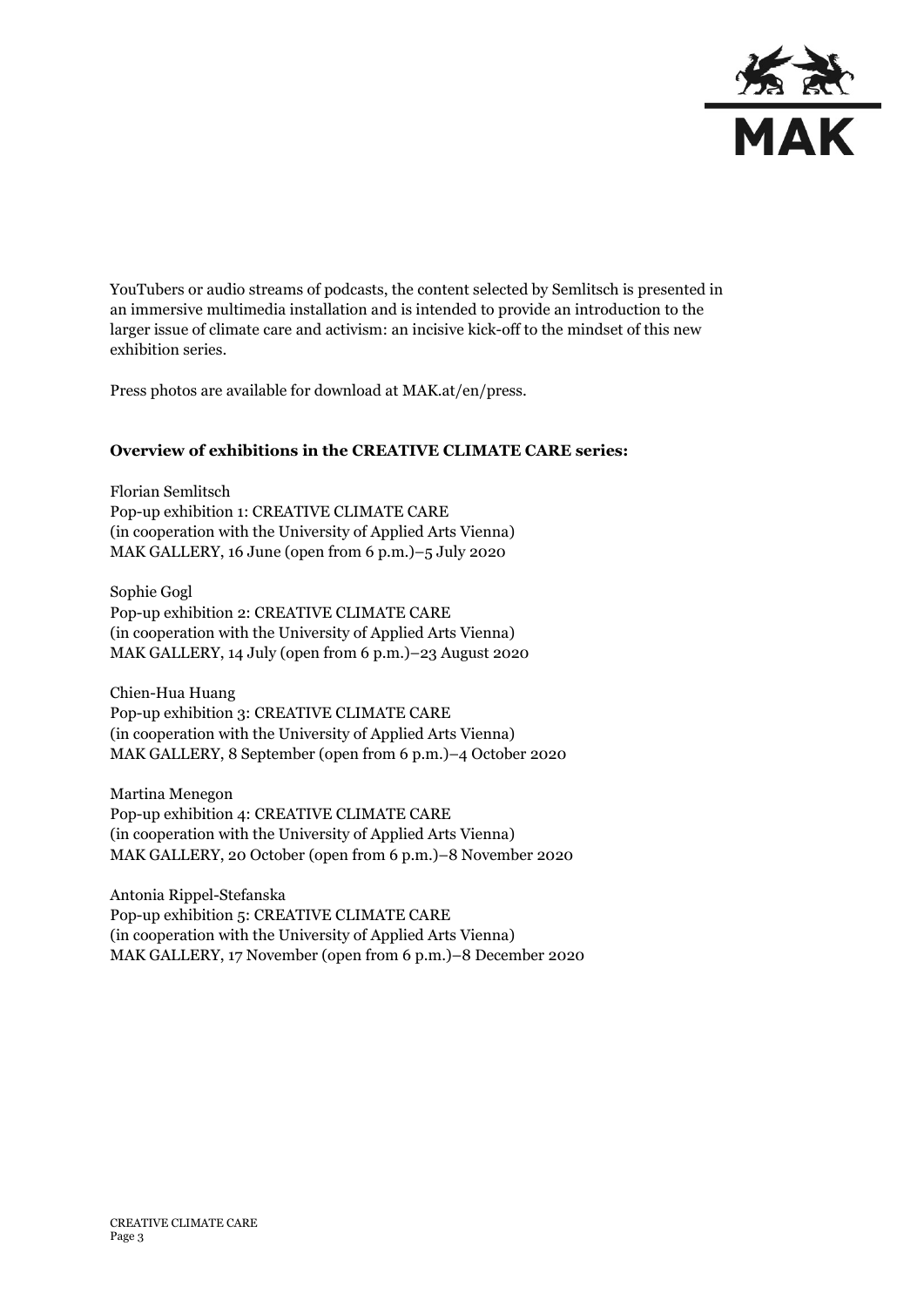YouTubers or audio streams of podcasts, the content selected by Semlitsch is presented in an immersive multimedia installation and is intended to provide an introduction to the larger issue of climate care and activism: an incisive kick-off to the mindset of this new exhibition series.

Press photos are available for download at MAK.at/en/press.

**Overview of exhibitions in the CREATIVE CLIMATE CARE series:**

Florian Semlitsch
Pop-up exhibition 1: CREATIVE CLIMATE CARE
(in cooperation with the University of Applied Arts Vienna)
MAK GALLERY, 16 June (open from 6 p.m.)–5 July 2020

Sophie Gogl
Pop-up exhibition 2: CREATIVE CLIMATE CARE
(in cooperation with the University of Applied Arts Vienna)
MAK GALLERY, 14 July (open from 6 p.m.)–23 August 2020

Chien-Hua Huang
Pop-up exhibition 3: CREATIVE CLIMATE CARE
(in cooperation with the University of Applied Arts Vienna)
MAK GALLERY, 8 September (open from 6 p.m.)–4 October 2020

Martina Menegon
Pop-up exhibition 4: CREATIVE CLIMATE CARE
(in cooperation with the University of Applied Arts Vienna)
MAK GALLERY, 20 October (open from 6 p.m.)–8 November 2020

Antonia Rippel-Stefanska
Pop-up exhibition 5: CREATIVE CLIMATE CARE
(in cooperation with the University of Applied Arts Vienna)
MAK GALLERY, 17 November (open from 6 p.m.)–8 December 2020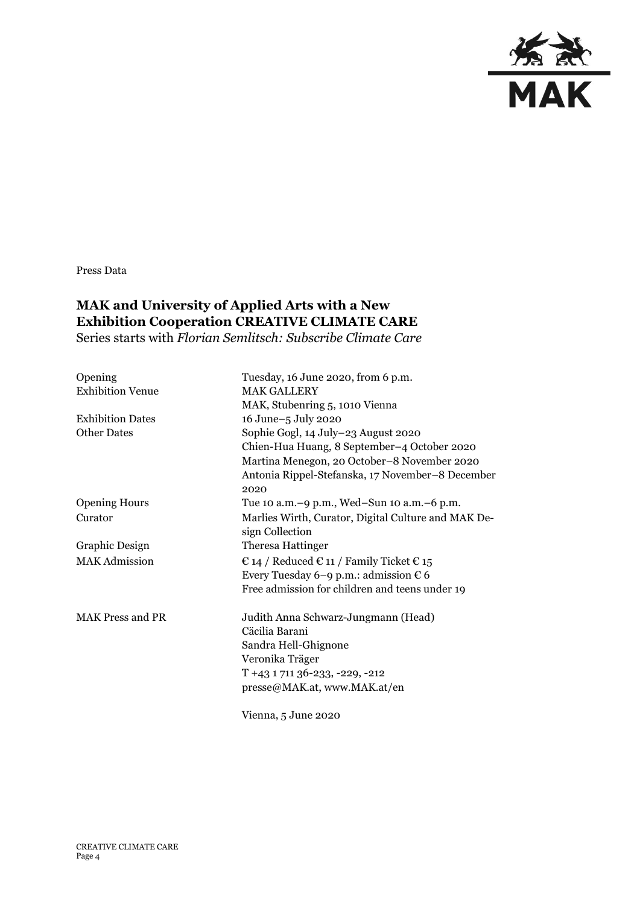Press Data

## MAK and University of Applied Arts with a New Exhibition Cooperation CREATIVE CLIMATE CARE

Series starts with *Florian Semlitsch: Subscribe Climate Care*

| | |
|---|---|
| Opening | Tuesday, 16 June 2020, from 6 p.m. |
| Exhibition Venue | MAK GALLERY<br>MAK, Stubenring 5, 1010 Vienna |
| Exhibition Dates | 16 June–5 July 2020 |
| Other Dates | Sophie Gogl, 14 July–23 August 2020<br>Chien-Hua Huang, 8 September–4 October 2020<br>Martina Menegon, 20 October–8 November 2020<br>Antonia Rippel-Stefanska, 17 November–8 December 2020 |
| Opening Hours | Tue 10 a.m.–9 p.m., Wed–Sun 10 a.m.–6 p.m. |
| Curator | Marlies Wirth, Curator, Digital Culture and MAK Design Collection |
| Graphic Design | Theresa Hattinger |
| MAK Admission | € 14 / Reduced € 11 / Family Ticket € 15<br>Every Tuesday 6–9 p.m.: admission € 6<br>Free admission for children and teens under 19 |
| MAK Press and PR | Judith Anna Schwarz-Jungmann (Head)<br>Cäcilia Barani<br>Sandra Hell-Ghignone<br>Veronika Träger<br>T +43 1 711 36-233, -229, -212<br>presse@MAK.at, www.MAK.at/en |

Vienna, 5 June 2020